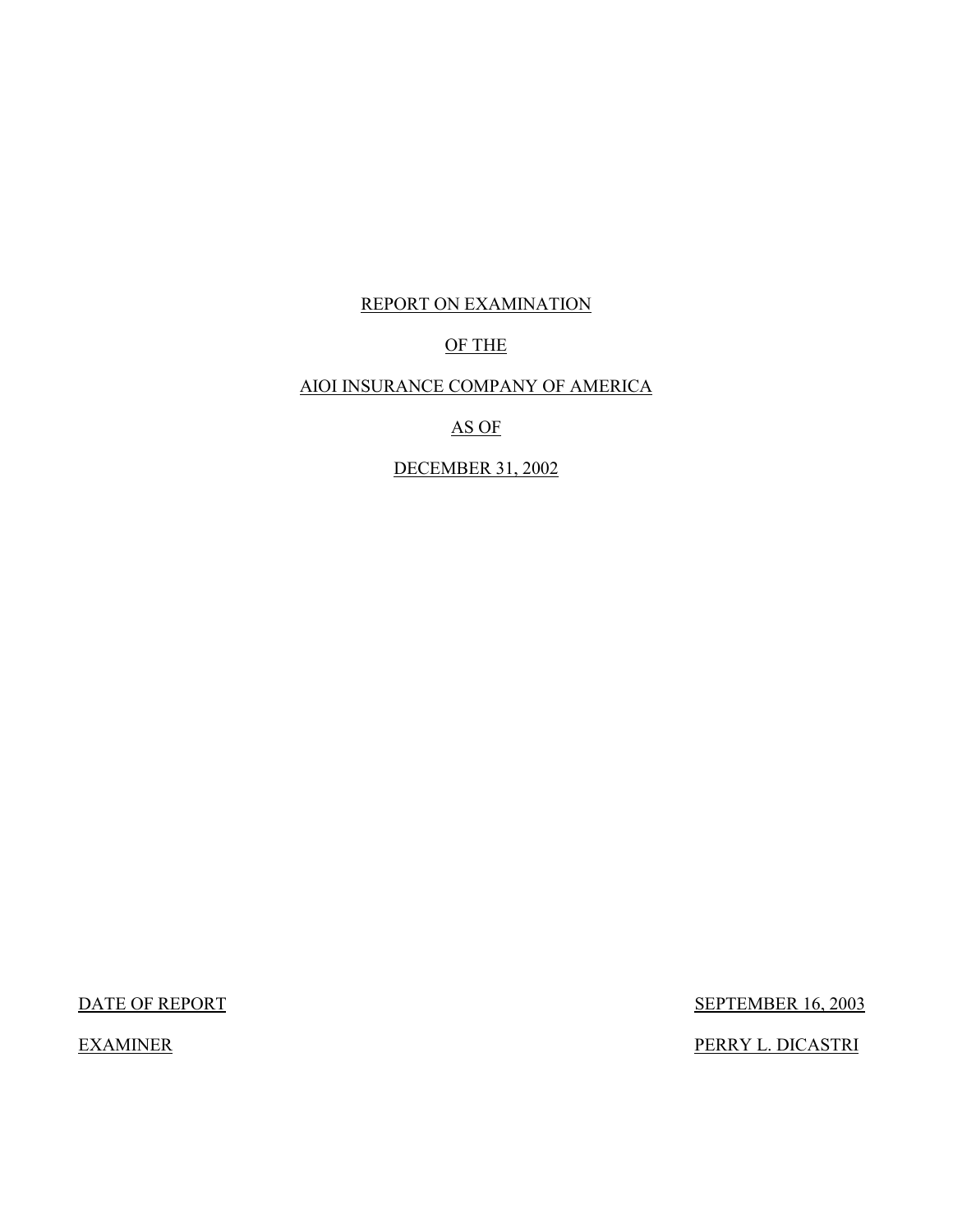REPORT ON EXAMINATION

OF THE

AIOI INSURANCE COMPANY OF AMERICA

AS OF

DECEMBER 31, 2002

| | |
|---|---|
| DATE OF REPORT | SEPTEMBER 16, 2003 |
| EXAMINER | PERRY L. DICASTRI |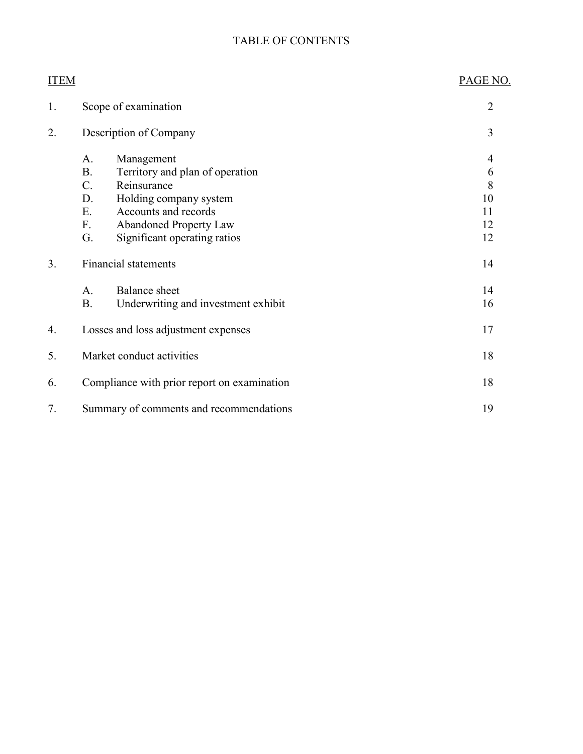# TABLE OF CONTENTS

| ITEM | | | PAGE NO. |
|---|---|---|---|
| 1. | Scope of examination | | 2 |
| 2. | Description of Company | | 3 |
| | A. | Management | 4 |
| | B. | Territory and plan of operation | 6 |
| | C. | Reinsurance | 8 |
| | D. | Holding company system | 10 |
| | E. | Accounts and records | 11 |
| | F. | Abandoned Property Law | 12 |
| | G. | Significant operating ratios | 12 |
| 3. | Financial statements | | 14 |
| | A. | Balance sheet | 14 |
| | B. | Underwriting and investment exhibit | 16 |
| 4. | Losses and loss adjustment expenses | | 17 |
| 5. | Market conduct activities | | 18 |
| 6. | Compliance with prior report on examination | | 18 |
| 7. | Summary of comments and recommendations | | 19 |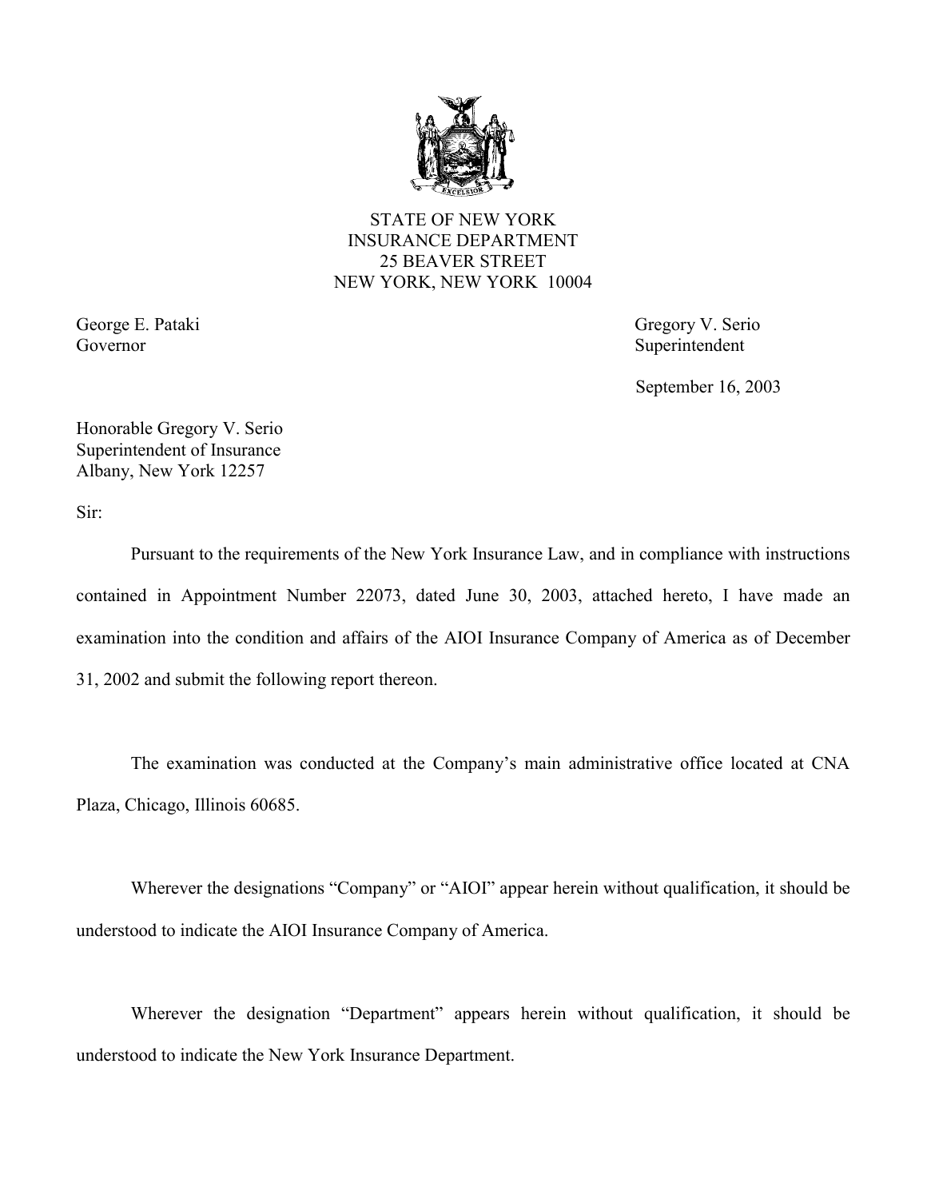STATE OF NEW YORK
INSURANCE DEPARTMENT
25 BEAVER STREET
NEW YORK, NEW YORK 10004

George E. Pataki
Governor

Gregory V. Serio
Superintendent

September 16, 2003

Honorable Gregory V. Serio
Superintendent of Insurance
Albany, New York 12257

Sir:

Pursuant to the requirements of the New York Insurance Law, and in compliance with instructions contained in Appointment Number 22073, dated June 30, 2003, attached hereto, I have made an examination into the condition and affairs of the AIOI Insurance Company of America as of December 31, 2002 and submit the following report thereon.

The examination was conducted at the Company's main administrative office located at CNA Plaza, Chicago, Illinois 60685.

Wherever the designations "Company" or "AIOI" appear herein without qualification, it should be understood to indicate the AIOI Insurance Company of America.

Wherever the designation "Department" appears herein without qualification, it should be understood to indicate the New York Insurance Department.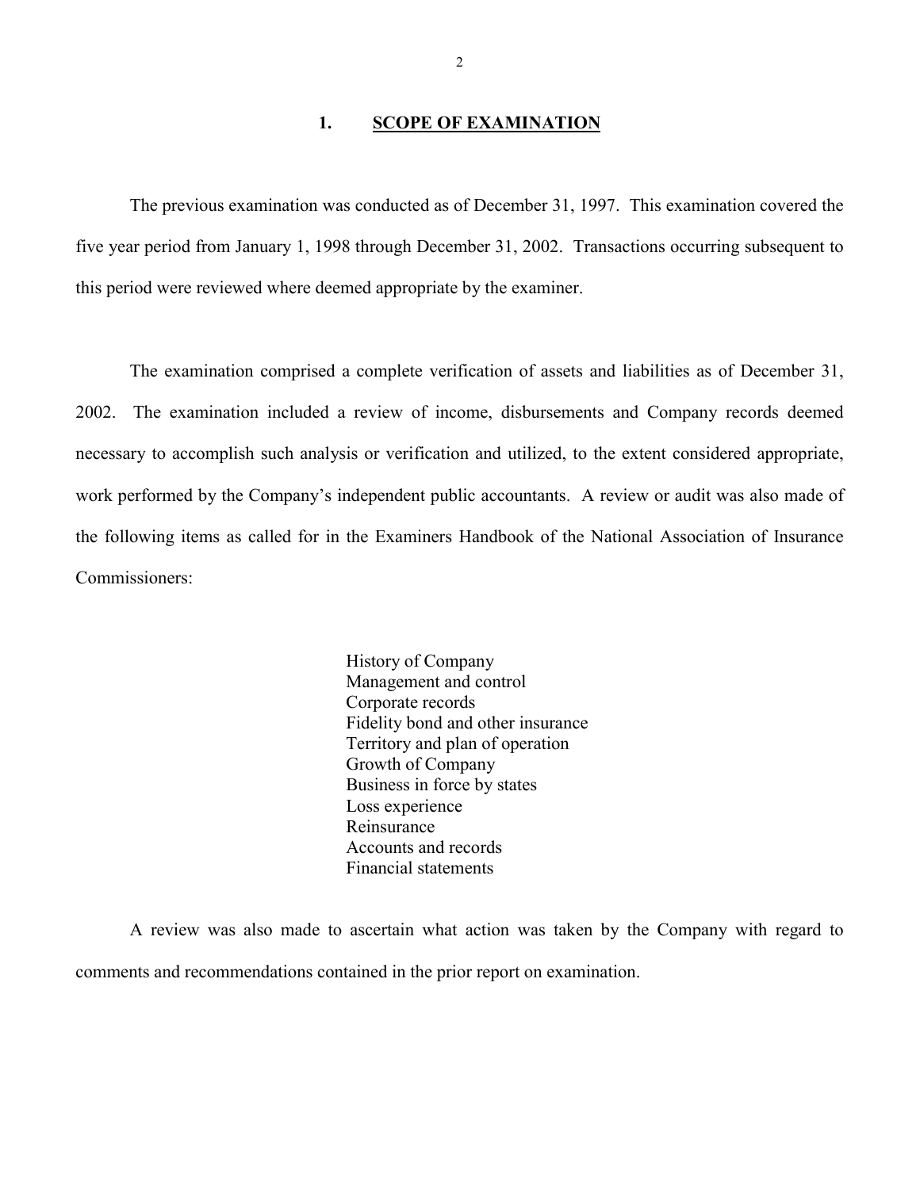## 1. SCOPE OF EXAMINATION

The previous examination was conducted as of December 31, 1997. This examination covered the five year period from January 1, 1998 through December 31, 2002. Transactions occurring subsequent to this period were reviewed where deemed appropriate by the examiner.

The examination comprised a complete verification of assets and liabilities as of December 31, 2002. The examination included a review of income, disbursements and Company records deemed necessary to accomplish such analysis or verification and utilized, to the extent considered appropriate, work performed by the Company's independent public accountants. A review or audit was also made of the following items as called for in the Examiners Handbook of the National Association of Insurance Commissioners:

- History of Company
- Management and control
- Corporate records
- Fidelity bond and other insurance
- Territory and plan of operation
- Growth of Company
- Business in force by states
- Loss experience
- Reinsurance
- Accounts and records
- Financial statements

A review was also made to ascertain what action was taken by the Company with regard to comments and recommendations contained in the prior report on examination.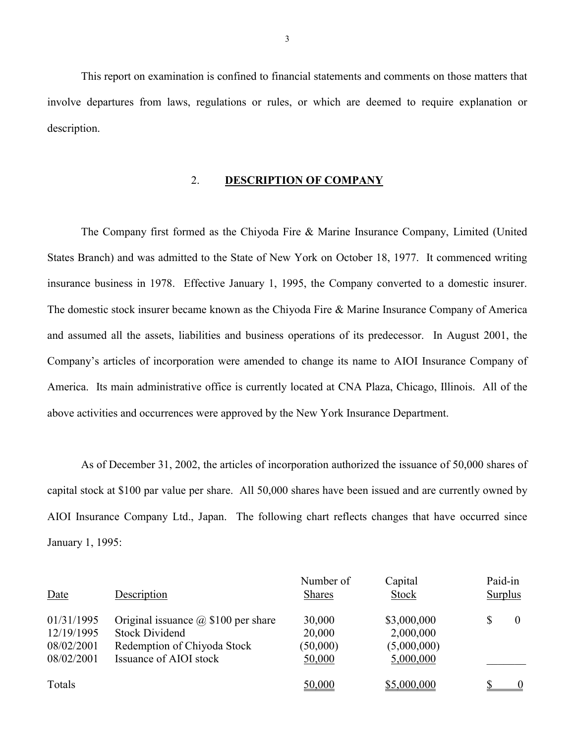This report on examination is confined to financial statements and comments on those matters that involve departures from laws, regulations or rules, or which are deemed to require explanation or description.

## 2. DESCRIPTION OF COMPANY

The Company first formed as the Chiyoda Fire & Marine Insurance Company, Limited (United States Branch) and was admitted to the State of New York on October 18, 1977. It commenced writing insurance business in 1978. Effective January 1, 1995, the Company converted to a domestic insurer. The domestic stock insurer became known as the Chiyoda Fire & Marine Insurance Company of America and assumed all the assets, liabilities and business operations of its predecessor. In August 2001, the Company's articles of incorporation were amended to change its name to AIOI Insurance Company of America. Its main administrative office is currently located at CNA Plaza, Chicago, Illinois. All of the above activities and occurrences were approved by the New York Insurance Department.

As of December 31, 2002, the articles of incorporation authorized the issuance of 50,000 shares of capital stock at $100 par value per share. All 50,000 shares have been issued and are currently owned by AIOI Insurance Company Ltd., Japan. The following chart reflects changes that have occurred since January 1, 1995:

| Date | Description | Number of Shares | Capital Stock | Paid-in Surplus |
|---|---|---|---|---|
| 01/31/1995 | Original issuance @ $100 per share | 30,000 | $3,000,000 | $ 0 |
| 12/19/1995 | Stock Dividend | 20,000 | 2,000,000 | |
| 08/02/2001 | Redemption of Chiyoda Stock | (50,000) | (5,000,000) | |
| 08/02/2001 | Issuance of AIOI stock | 50,000 | 5,000,000 | |
| Totals | | 50,000 | $5,000,000 | $ 0 |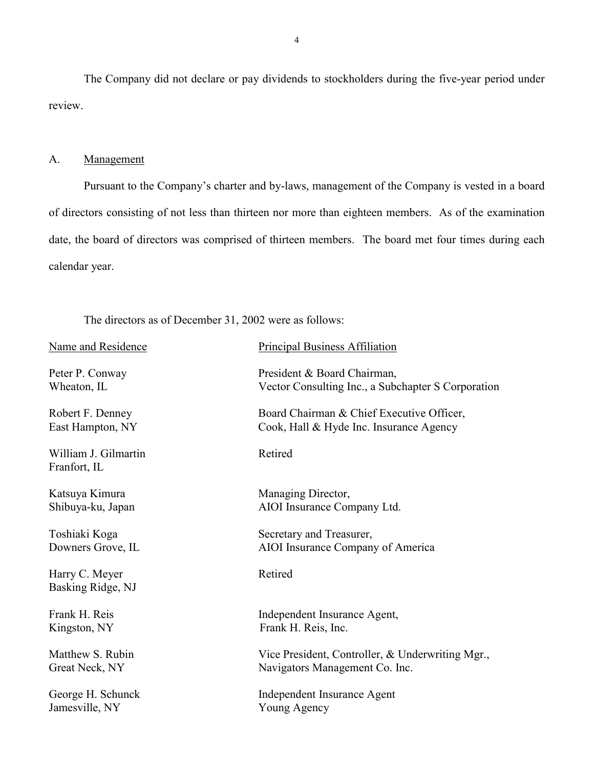The Company did not declare or pay dividends to stockholders during the five-year period under review.

## A. Management

Pursuant to the Company's charter and by-laws, management of the Company is vested in a board of directors consisting of not less than thirteen nor more than eighteen members. As of the examination date, the board of directors was comprised of thirteen members. The board met four times during each calendar year.

The directors as of December 31, 2002 were as follows:

| Name and Residence | Principal Business Affiliation |
|---|---|
| Peter P. Conway<br>Wheaton, IL | President & Board Chairman,<br>Vector Consulting Inc., a Subchapter S Corporation |
| Robert F. Denney<br>East Hampton, NY | Board Chairman & Chief Executive Officer,<br>Cook, Hall & Hyde Inc. Insurance Agency |
| William J. Gilmartin<br>Franfort, IL | Retired |
| Katsuya Kimura<br>Shibuya-ku, Japan | Managing Director,<br>AIOI Insurance Company Ltd. |
| Toshiaki Koga<br>Downers Grove, IL | Secretary and Treasurer,<br>AIOI Insurance Company of America |
| Harry C. Meyer<br>Basking Ridge, NJ | Retired |
| Frank H. Reis<br>Kingston, NY | Independent Insurance Agent,<br>Frank H. Reis, Inc. |
| Matthew S. Rubin<br>Great Neck, NY | Vice President, Controller, & Underwriting Mgr.,<br>Navigators Management Co. Inc. |
| George H. Schunck<br>Jamesville, NY | Independent Insurance Agent<br>Young Agency |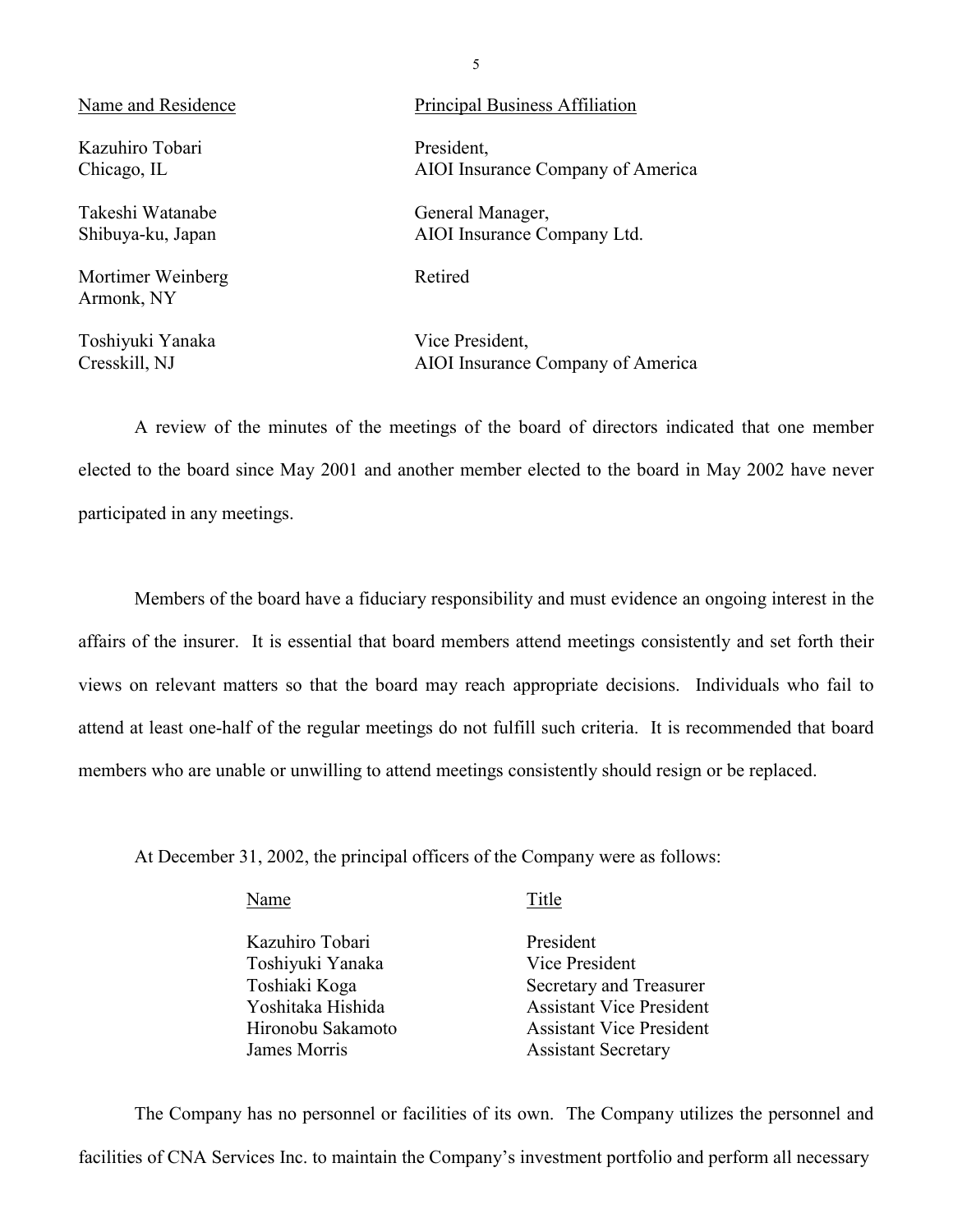| Name and Residence | Principal Business Affiliation |
| --- | --- |
| Kazuhiro Tobari<br>Chicago, IL | President,<br>AIOI Insurance Company of America |
| Takeshi Watanabe<br>Shibuya-ku, Japan | General Manager,<br>AIOI Insurance Company Ltd. |
| Mortimer Weinberg<br>Armonk, NY | Retired |
| Toshiyuki Yanaka<br>Cresskill, NJ | Vice President,<br>AIOI Insurance Company of America |

A review of the minutes of the meetings of the board of directors indicated that one member elected to the board since May 2001 and another member elected to the board in May 2002 have never participated in any meetings.

Members of the board have a fiduciary responsibility and must evidence an ongoing interest in the affairs of the insurer. It is essential that board members attend meetings consistently and set forth their views on relevant matters so that the board may reach appropriate decisions. Individuals who fail to attend at least one-half of the regular meetings do not fulfill such criteria. It is recommended that board members who are unable or unwilling to attend meetings consistently should resign or be replaced.

At December 31, 2002, the principal officers of the Company were as follows:

| Name | Title |
| --- | --- |
| Kazuhiro Tobari | President |
| Toshiyuki Yanaka | Vice President |
| Toshiaki Koga | Secretary and Treasurer |
| Yoshitaka Hishida | Assistant Vice President |
| Hironobu Sakamoto | Assistant Vice President |
| James Morris | Assistant Secretary |

The Company has no personnel or facilities of its own. The Company utilizes the personnel and facilities of CNA Services Inc. to maintain the Company's investment portfolio and perform all necessary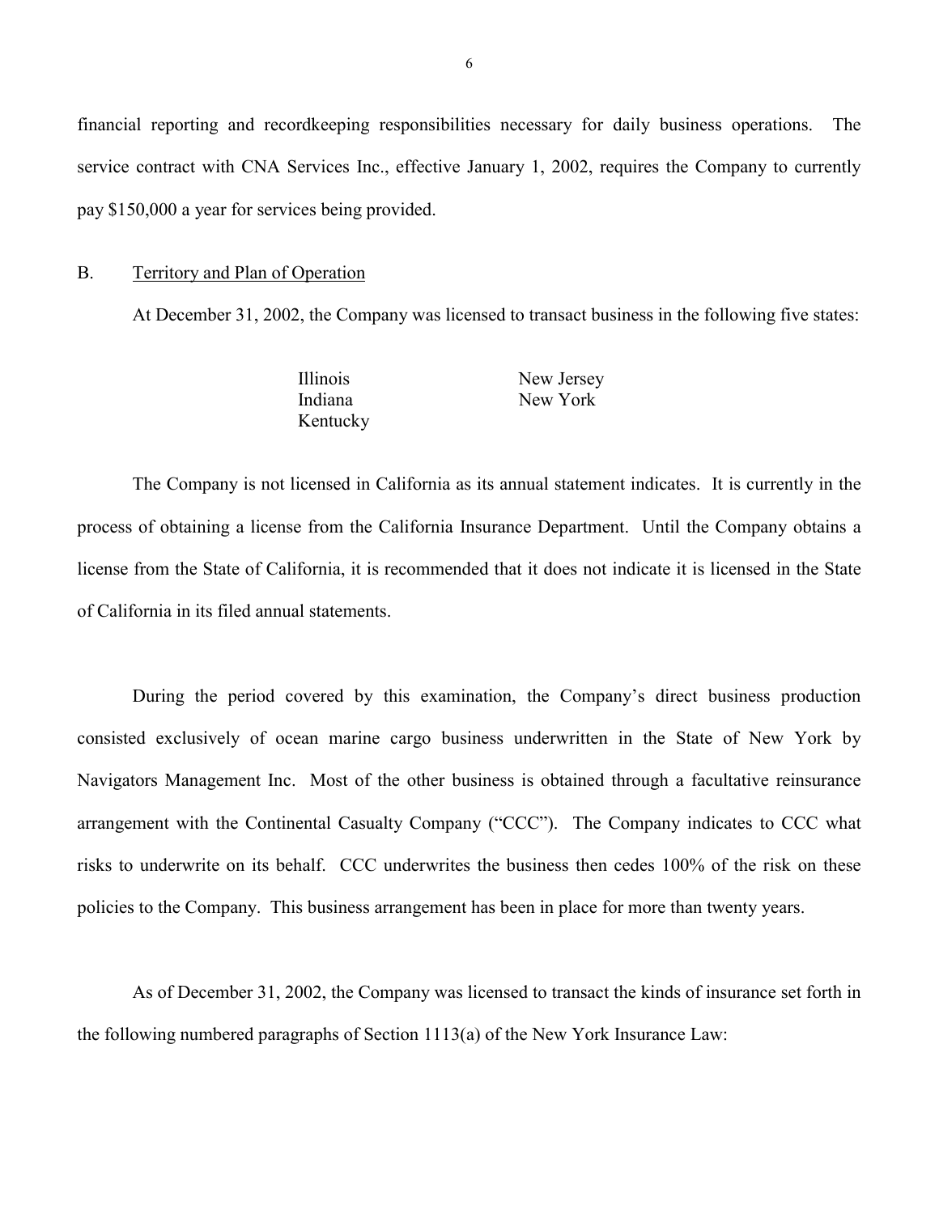financial reporting and recordkeeping responsibilities necessary for daily business operations. The service contract with CNA Services Inc., effective January 1, 2002, requires the Company to currently pay $150,000 a year for services being provided.

## B. Territory and Plan of Operation

At December 31, 2002, the Company was licensed to transact business in the following five states:

| | |
|---|---|
| Illinois | New Jersey |
| Indiana | New York |
| Kentucky | |

The Company is not licensed in California as its annual statement indicates. It is currently in the process of obtaining a license from the California Insurance Department. Until the Company obtains a license from the State of California, it is recommended that it does not indicate it is licensed in the State of California in its filed annual statements.

During the period covered by this examination, the Company's direct business production consisted exclusively of ocean marine cargo business underwritten in the State of New York by Navigators Management Inc. Most of the other business is obtained through a facultative reinsurance arrangement with the Continental Casualty Company ("CCC"). The Company indicates to CCC what risks to underwrite on its behalf. CCC underwrites the business then cedes 100% of the risk on these policies to the Company. This business arrangement has been in place for more than twenty years.

As of December 31, 2002, the Company was licensed to transact the kinds of insurance set forth in the following numbered paragraphs of Section 1113(a) of the New York Insurance Law: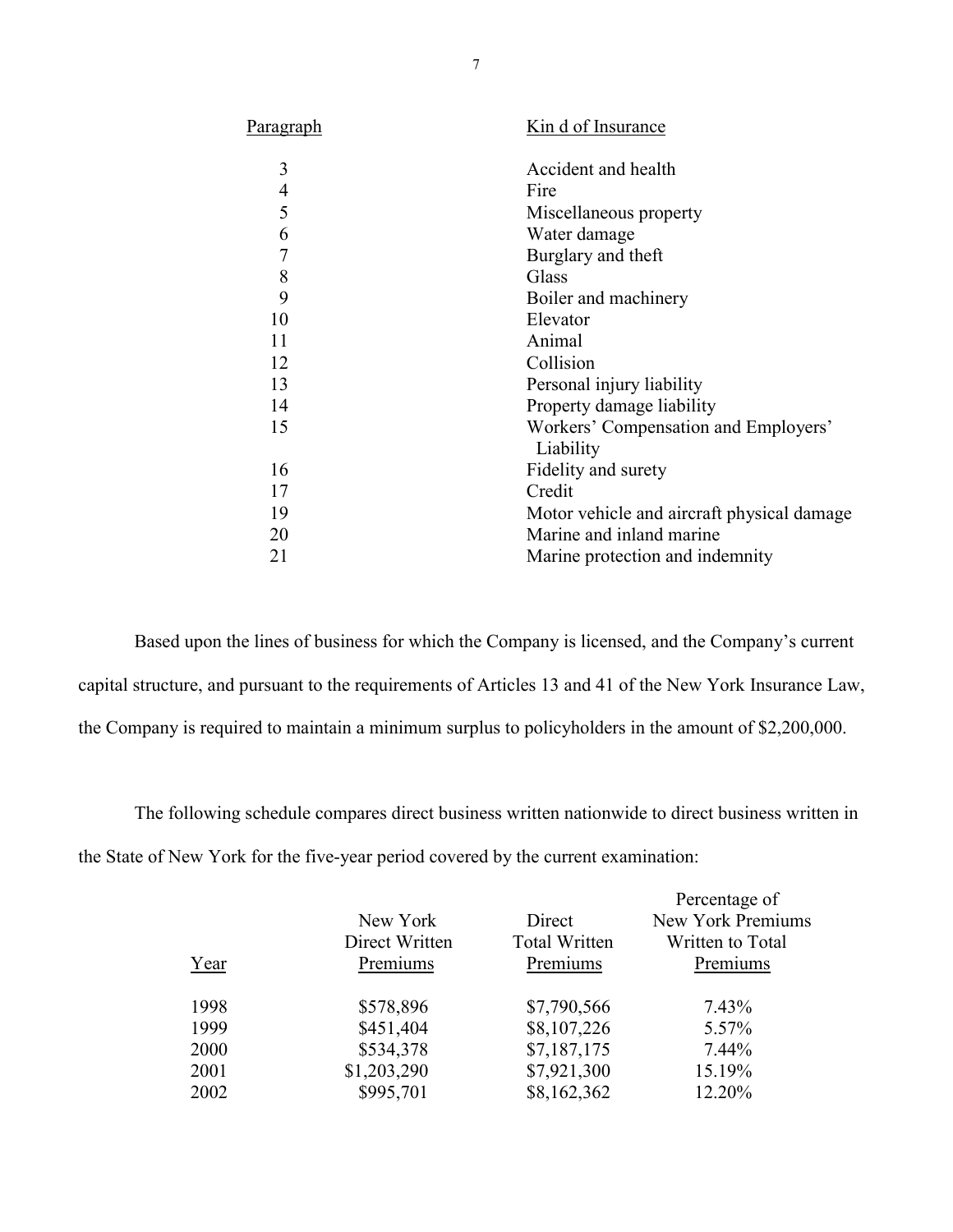| Paragraph | Kin d of Insurance |
|---|---|
| 3 | Accident and health |
| 4 | Fire |
| 5 | Miscellaneous property |
| 6 | Water damage |
| 7 | Burglary and theft |
| 8 | Glass |
| 9 | Boiler and machinery |
| 10 | Elevator |
| 11 | Animal |
| 12 | Collision |
| 13 | Personal injury liability |
| 14 | Property damage liability |
| 15 | Workers' Compensation and Employers' Liability |
| 16 | Fidelity and surety |
| 17 | Credit |
| 19 | Motor vehicle and aircraft physical damage |
| 20 | Marine and inland marine |
| 21 | Marine protection and indemnity |

Based upon the lines of business for which the Company is licensed, and the Company's current capital structure, and pursuant to the requirements of Articles 13 and 41 of the New York Insurance Law, the Company is required to maintain a minimum surplus to policyholders in the amount of $2,200,000.

The following schedule compares direct business written nationwide to direct business written in the State of New York for the five-year period covered by the current examination:

| Year | New York Direct Written Premiums | Direct Total Written Premiums | Percentage of New York Premiums Written to Total Premiums |
|---|---|---|---|
| 1998 | $578,896 | $7,790,566 | 7.43% |
| 1999 | $451,404 | $8,107,226 | 5.57% |
| 2000 | $534,378 | $7,187,175 | 7.44% |
| 2001 | $1,203,290 | $7,921,300 | 15.19% |
| 2002 | $995,701 | $8,162,362 | 12.20% |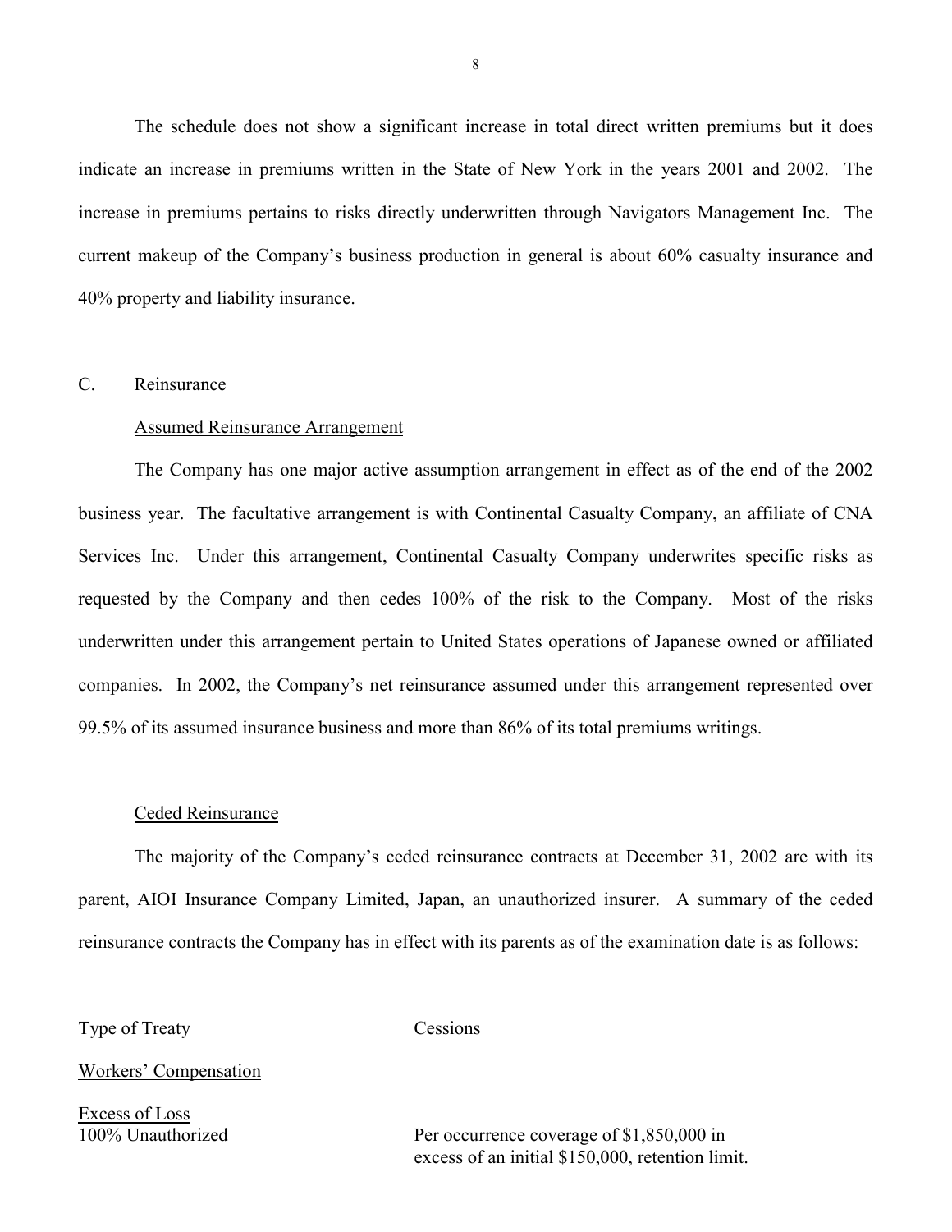The schedule does not show a significant increase in total direct written premiums but it does indicate an increase in premiums written in the State of New York in the years 2001 and 2002. The increase in premiums pertains to risks directly underwritten through Navigators Management Inc. The current makeup of the Company's business production in general is about 60% casualty insurance and 40% property and liability insurance.

C. Reinsurance

Assumed Reinsurance Arrangement

The Company has one major active assumption arrangement in effect as of the end of the 2002 business year. The facultative arrangement is with Continental Casualty Company, an affiliate of CNA Services Inc. Under this arrangement, Continental Casualty Company underwrites specific risks as requested by the Company and then cedes 100% of the risk to the Company. Most of the risks underwritten under this arrangement pertain to United States operations of Japanese owned or affiliated companies. In 2002, the Company's net reinsurance assumed under this arrangement represented over 99.5% of its assumed insurance business and more than 86% of its total premiums writings.

Ceded Reinsurance

The majority of the Company's ceded reinsurance contracts at December 31, 2002 are with its parent, AIOI Insurance Company Limited, Japan, an unauthorized insurer. A summary of the ceded reinsurance contracts the Company has in effect with its parents as of the examination date is as follows:

| Type of Treaty | Cessions |
|---|---|
| Workers' Compensation | |
| Excess of Loss<br>100% Unauthorized | Per occurrence coverage of $1,850,000 in excess of an initial $150,000, retention limit. |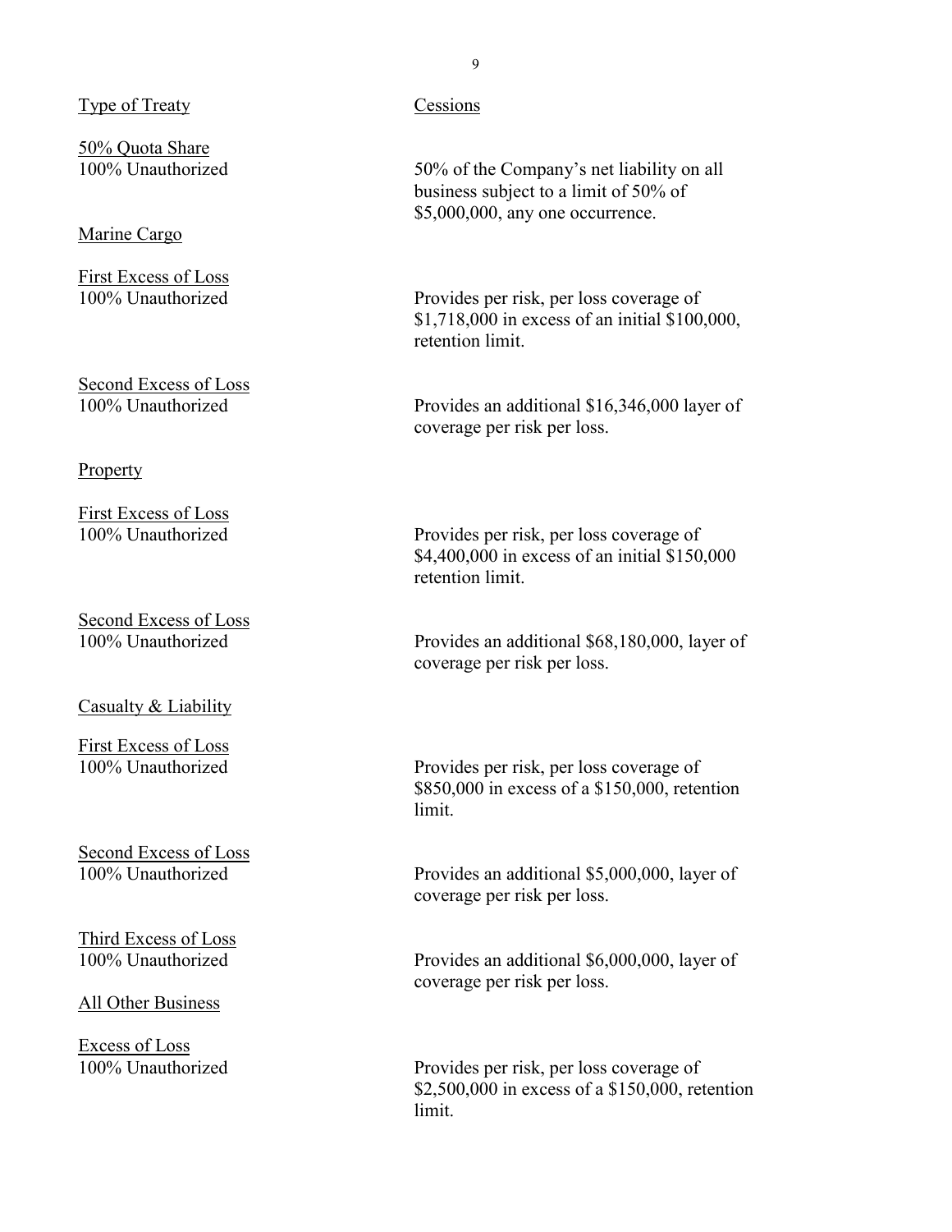| Type of Treaty | Cessions |
|---|---|
| 50% Quota Share<br>100% Unauthorized | 50% of the Company's net liability on all business subject to a limit of 50% of \$5,000,000, any one occurrence. |
| Marine Cargo | |
| First Excess of Loss<br>100% Unauthorized | Provides per risk, per loss coverage of \$1,718,000 in excess of an initial \$100,000, retention limit. |
| Second Excess of Loss<br>100% Unauthorized | Provides an additional \$16,346,000 layer of coverage per risk per loss. |
| Property | |
| First Excess of Loss<br>100% Unauthorized | Provides per risk, per loss coverage of \$4,400,000 in excess of an initial \$150,000 retention limit. |
| Second Excess of Loss<br>100% Unauthorized | Provides an additional \$68,180,000, layer of coverage per risk per loss. |
| Casualty & Liability | |
| First Excess of Loss<br>100% Unauthorized | Provides per risk, per loss coverage of \$850,000 in excess of a \$150,000, retention limit. |
| Second Excess of Loss<br>100% Unauthorized | Provides an additional \$5,000,000, layer of coverage per risk per loss. |
| Third Excess of Loss<br>100% Unauthorized | Provides an additional \$6,000,000, layer of coverage per risk per loss. |
| All Other Business | |
| Excess of Loss<br>100% Unauthorized | Provides per risk, per loss coverage of \$2,500,000 in excess of a \$150,000, retention limit. |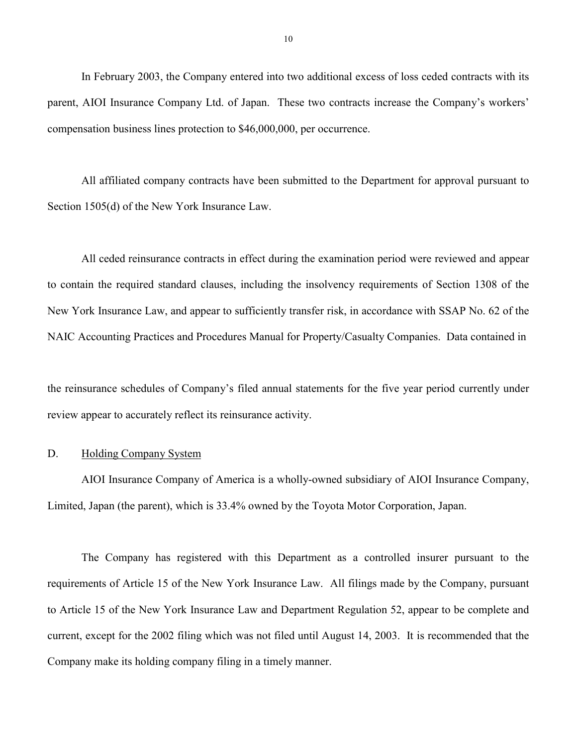In February 2003, the Company entered into two additional excess of loss ceded contracts with its parent, AIOI Insurance Company Ltd. of Japan. These two contracts increase the Company's workers' compensation business lines protection to $46,000,000, per occurrence.

All affiliated company contracts have been submitted to the Department for approval pursuant to Section 1505(d) of the New York Insurance Law.

All ceded reinsurance contracts in effect during the examination period were reviewed and appear to contain the required standard clauses, including the insolvency requirements of Section 1308 of the New York Insurance Law, and appear to sufficiently transfer risk, in accordance with SSAP No. 62 of the NAIC Accounting Practices and Procedures Manual for Property/Casualty Companies. Data contained in the reinsurance schedules of Company's filed annual statements for the five year period currently under review appear to accurately reflect its reinsurance activity.

## D. Holding Company System

AIOI Insurance Company of America is a wholly-owned subsidiary of AIOI Insurance Company, Limited, Japan (the parent), which is 33.4% owned by the Toyota Motor Corporation, Japan.

The Company has registered with this Department as a controlled insurer pursuant to the requirements of Article 15 of the New York Insurance Law. All filings made by the Company, pursuant to Article 15 of the New York Insurance Law and Department Regulation 52, appear to be complete and current, except for the 2002 filing which was not filed until August 14, 2003. It is recommended that the Company make its holding company filing in a timely manner.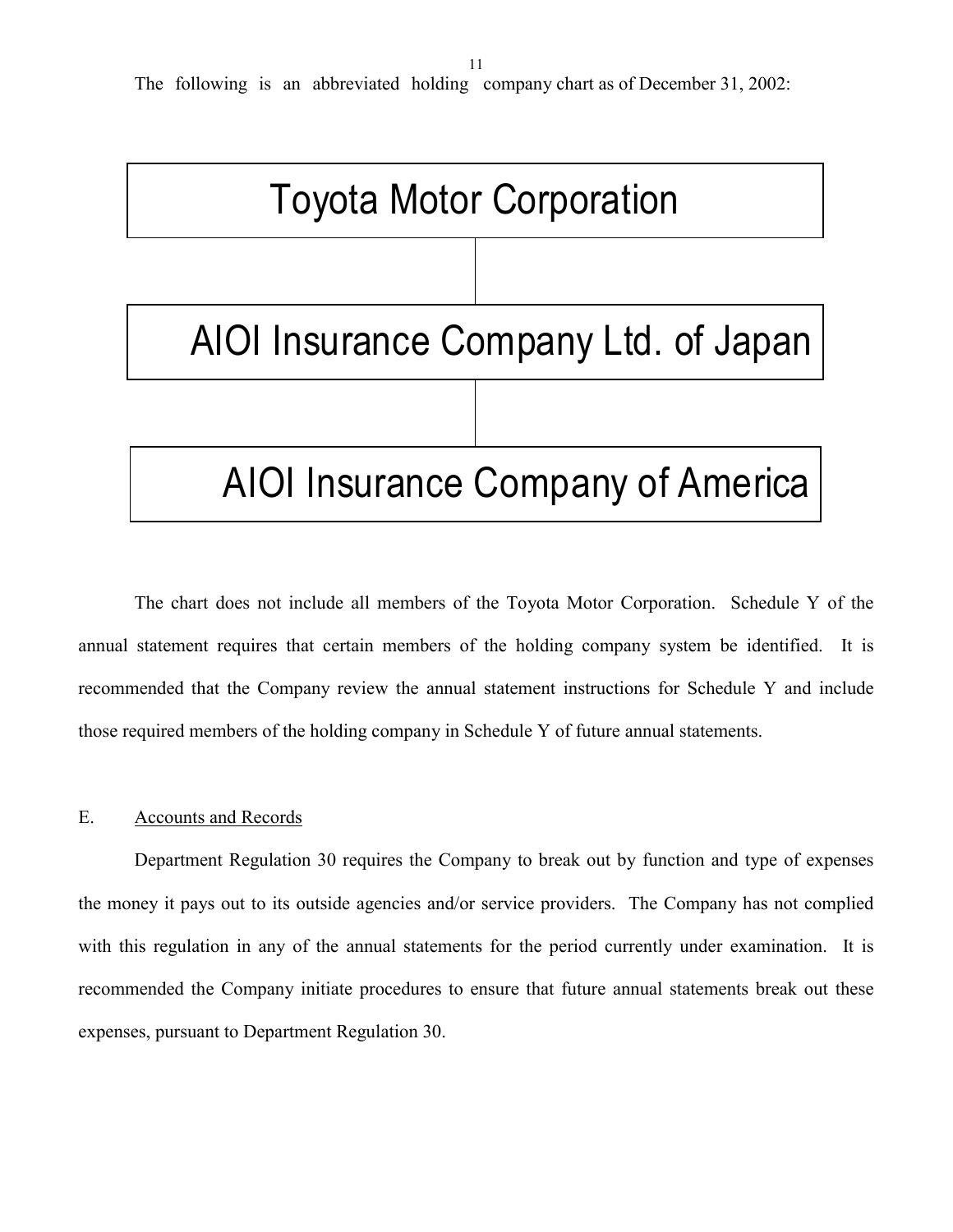The following is an abbreviated holding company chart as of December 31, 2002:

Toyota Motor Corporation

AIOI Insurance Company Ltd. of Japan

AIOI Insurance Company of America

The chart does not include all members of the Toyota Motor Corporation. Schedule Y of the annual statement requires that certain members of the holding company system be identified. It is recommended that the Company review the annual statement instructions for Schedule Y and include those required members of the holding company in Schedule Y of future annual statements.

## E. Accounts and Records

Department Regulation 30 requires the Company to break out by function and type of expenses the money it pays out to its outside agencies and/or service providers. The Company has not complied with this regulation in any of the annual statements for the period currently under examination. It is recommended the Company initiate procedures to ensure that future annual statements break out these expenses, pursuant to Department Regulation 30.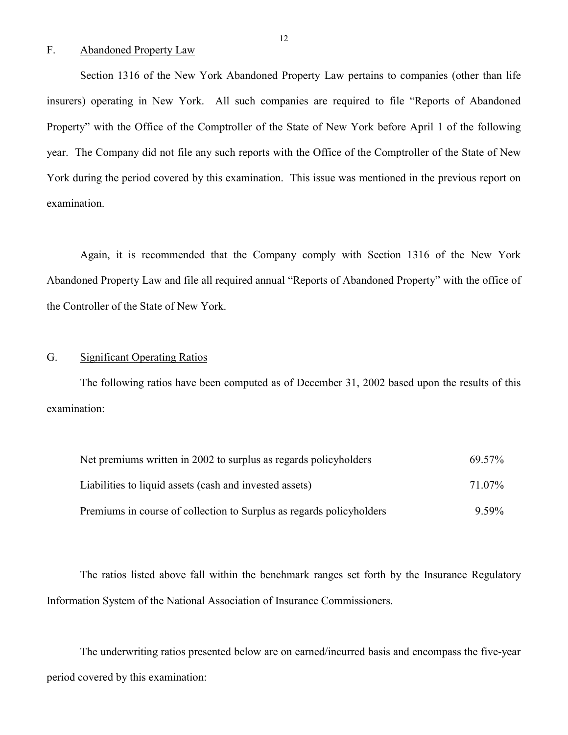## F. Abandoned Property Law

Section 1316 of the New York Abandoned Property Law pertains to companies (other than life insurers) operating in New York. All such companies are required to file "Reports of Abandoned Property" with the Office of the Comptroller of the State of New York before April 1 of the following year. The Company did not file any such reports with the Office of the Comptroller of the State of New York during the period covered by this examination. This issue was mentioned in the previous report on examination.

Again, it is recommended that the Company comply with Section 1316 of the New York Abandoned Property Law and file all required annual "Reports of Abandoned Property" with the office of the Controller of the State of New York.

## G. Significant Operating Ratios

The following ratios have been computed as of December 31, 2002 based upon the results of this examination:

| | |
|---|---|
| Net premiums written in 2002 to surplus as regards policyholders | 69.57% |
| Liabilities to liquid assets (cash and invested assets) | 71.07% |
| Premiums in course of collection to Surplus as regards policyholders | 9.59% |

The ratios listed above fall within the benchmark ranges set forth by the Insurance Regulatory Information System of the National Association of Insurance Commissioners.

The underwriting ratios presented below are on earned/incurred basis and encompass the five-year period covered by this examination: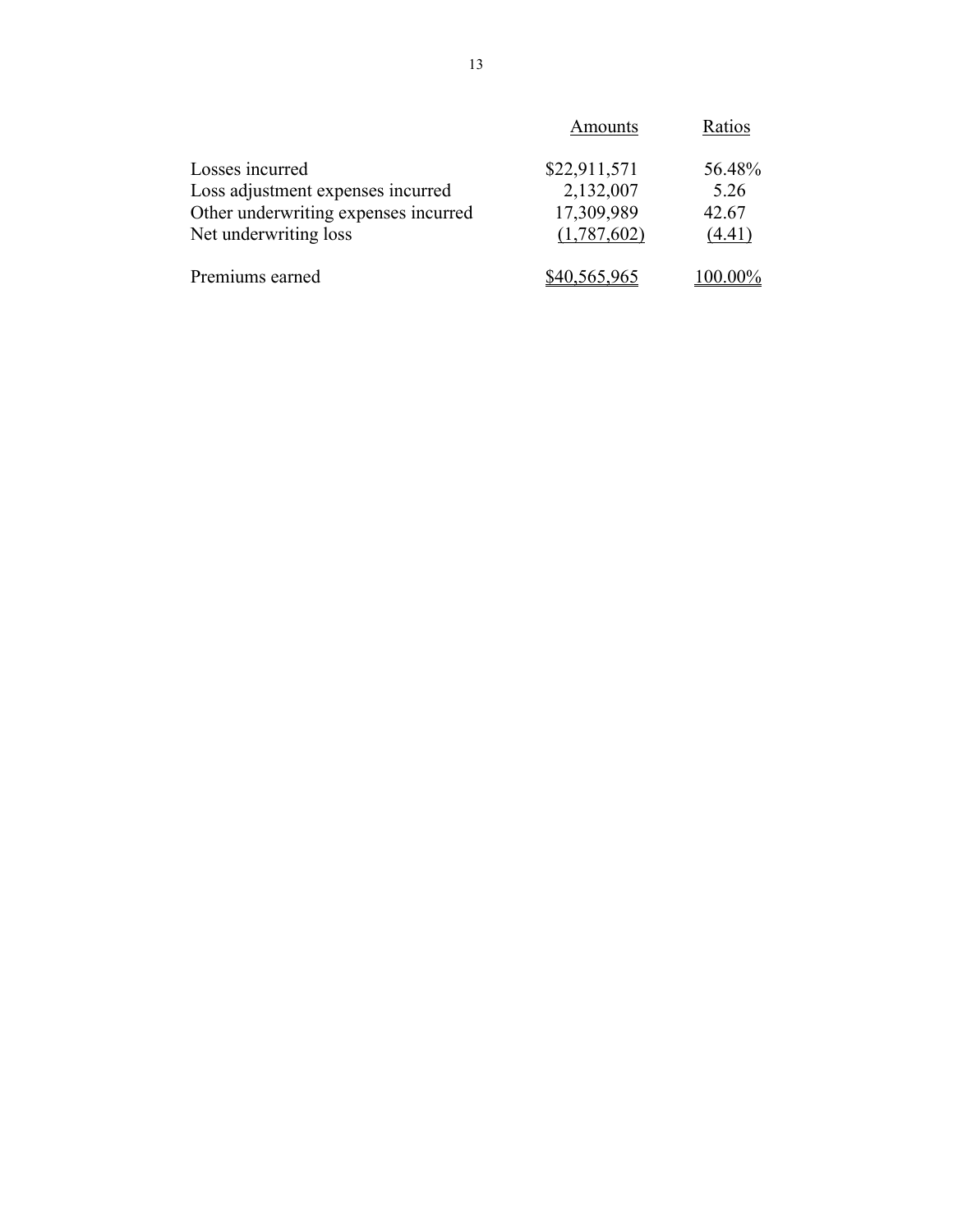| | Amounts | Ratios |
|---|---|---|
| Losses incurred | $22,911,571 | 56.48% |
| Loss adjustment expenses incurred | 2,132,007 | 5.26 |
| Other underwriting expenses incurred | 17,309,989 | 42.67 |
| Net underwriting loss | (1,787,602) | (4.41) |
| Premiums earned | $40,565,965 | 100.00% |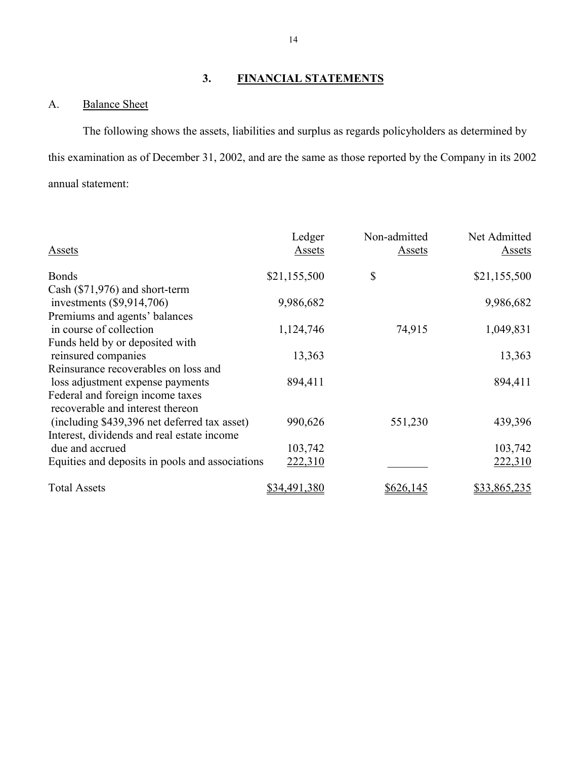## 3. FINANCIAL STATEMENTS

### A. Balance Sheet

The following shows the assets, liabilities and surplus as regards policyholders as determined by this examination as of December 31, 2002, and are the same as those reported by the Company in its 2002 annual statement:

| Assets | Ledger Assets | Non-admitted Assets | Net Admitted Assets |
|---|---|---|---|
| Bonds | $21,155,500 | $ | $21,155,500 |
| Cash ($71,976) and short-term investments ($9,914,706) | 9,986,682 | | 9,986,682 |
| Premiums and agents' balances in course of collection | 1,124,746 | 74,915 | 1,049,831 |
| Funds held by or deposited with reinsured companies | 13,363 | | 13,363 |
| Reinsurance recoverables on loss and loss adjustment expense payments | 894,411 | | 894,411 |
| Federal and foreign income taxes recoverable and interest thereon (including $439,396 net deferred tax asset) | 990,626 | 551,230 | 439,396 |
| Interest, dividends and real estate income due and accrued | 103,742 | | 103,742 |
| Equities and deposits in pools and associations | 222,310 | | 222,310 |
| Total Assets | $34,491,380 | $626,145 | $33,865,235 |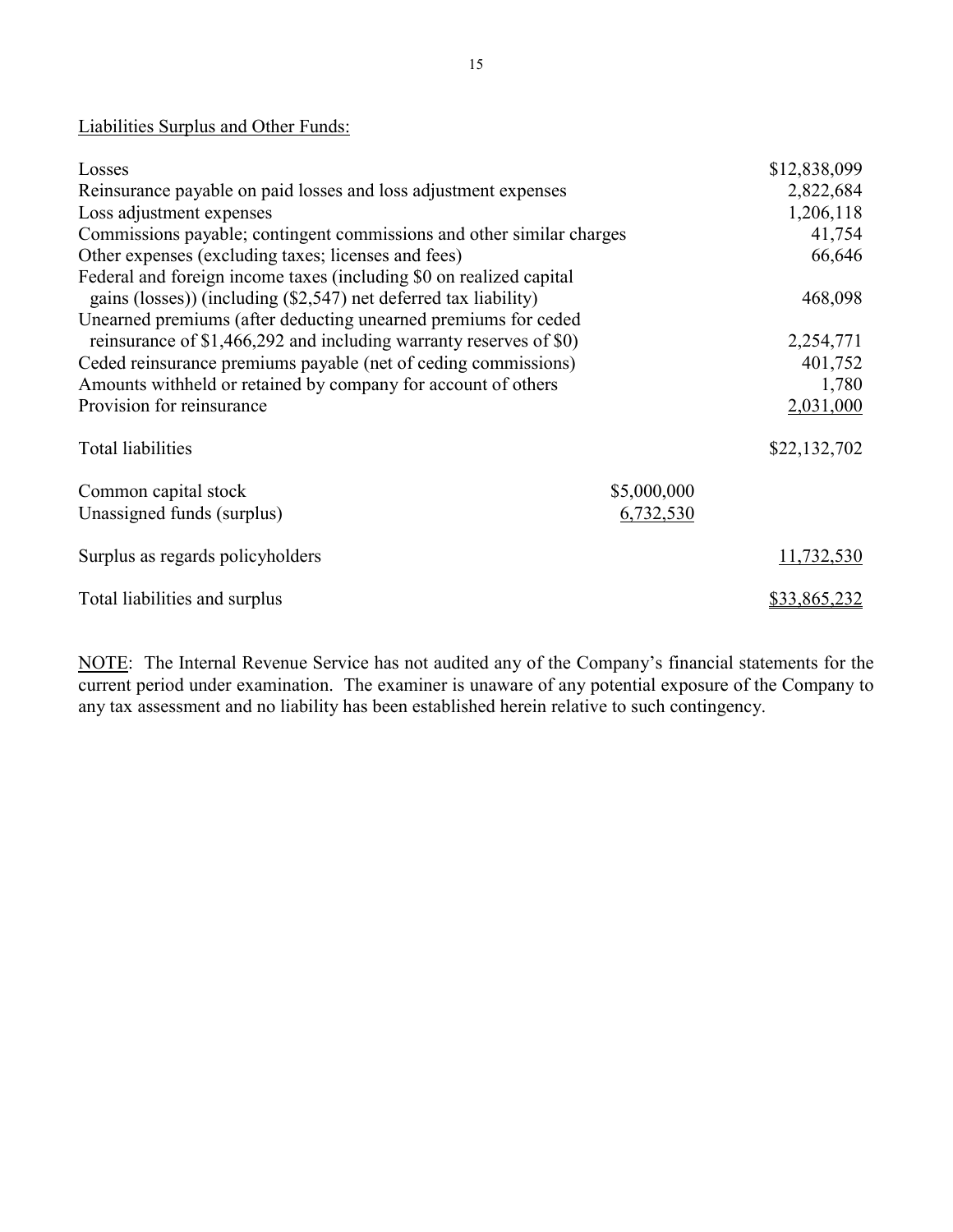Liabilities Surplus and Other Funds:

| | | |
|---|---|---|
| Losses | | $12,838,099 |
| Reinsurance payable on paid losses and loss adjustment expenses | | 2,822,684 |
| Loss adjustment expenses | | 1,206,118 |
| Commissions payable; contingent commissions and other similar charges | | 41,754 |
| Other expenses (excluding taxes; licenses and fees) | | 66,646 |
| Federal and foreign income taxes (including $0 on realized capital gains (losses)) (including ($2,547) net deferred tax liability) | | 468,098 |
| Unearned premiums (after deducting unearned premiums for ceded reinsurance of $1,466,292 and including warranty reserves of $0) | | 2,254,771 |
| Ceded reinsurance premiums payable (net of ceding commissions) | | 401,752 |
| Amounts withheld or retained by company for account of others | | 1,780 |
| Provision for reinsurance | | 2,031,000 |
| Total liabilities | | $22,132,702 |
| Common capital stock | $5,000,000 | |
| Unassigned funds (surplus) | 6,732,530 | |
| Surplus as regards policyholders | | 11,732,530 |
| Total liabilities and surplus | | $33,865,232 |

NOTE: The Internal Revenue Service has not audited any of the Company's financial statements for the current period under examination. The examiner is unaware of any potential exposure of the Company to any tax assessment and no liability has been established herein relative to such contingency.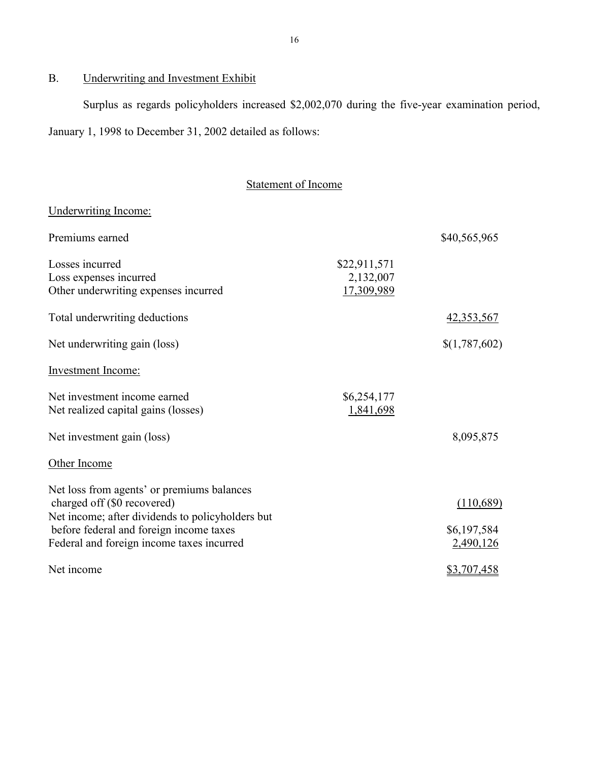## B. Underwriting and Investment Exhibit

Surplus as regards policyholders increased $2,002,070 during the five-year examination period, January 1, 1998 to December 31, 2002 detailed as follows:

### Statement of Income

| | | |
|---|---|---|
| Underwriting Income: | | |
| Premiums earned | | $40,565,965 |
| Losses incurred | $22,911,571 | |
| Loss expenses incurred | 2,132,007 | |
| Other underwriting expenses incurred | 17,309,989 | |
| Total underwriting deductions | | 42,353,567 |
| Net underwriting gain (loss) | | $(1,787,602) |
| Investment Income: | | |
| Net investment income earned | $6,254,177 | |
| Net realized capital gains (losses) | 1,841,698 | |
| Net investment gain (loss) | | 8,095,875 |
| Other Income | | |
| Net loss from agents' or premiums balances charged off ($0 recovered) | | (110,689) |
| Net income; after dividends to policyholders but before federal and foreign income taxes | | $6,197,584 |
| Federal and foreign income taxes incurred | | 2,490,126 |
| Net income | | $3,707,458 |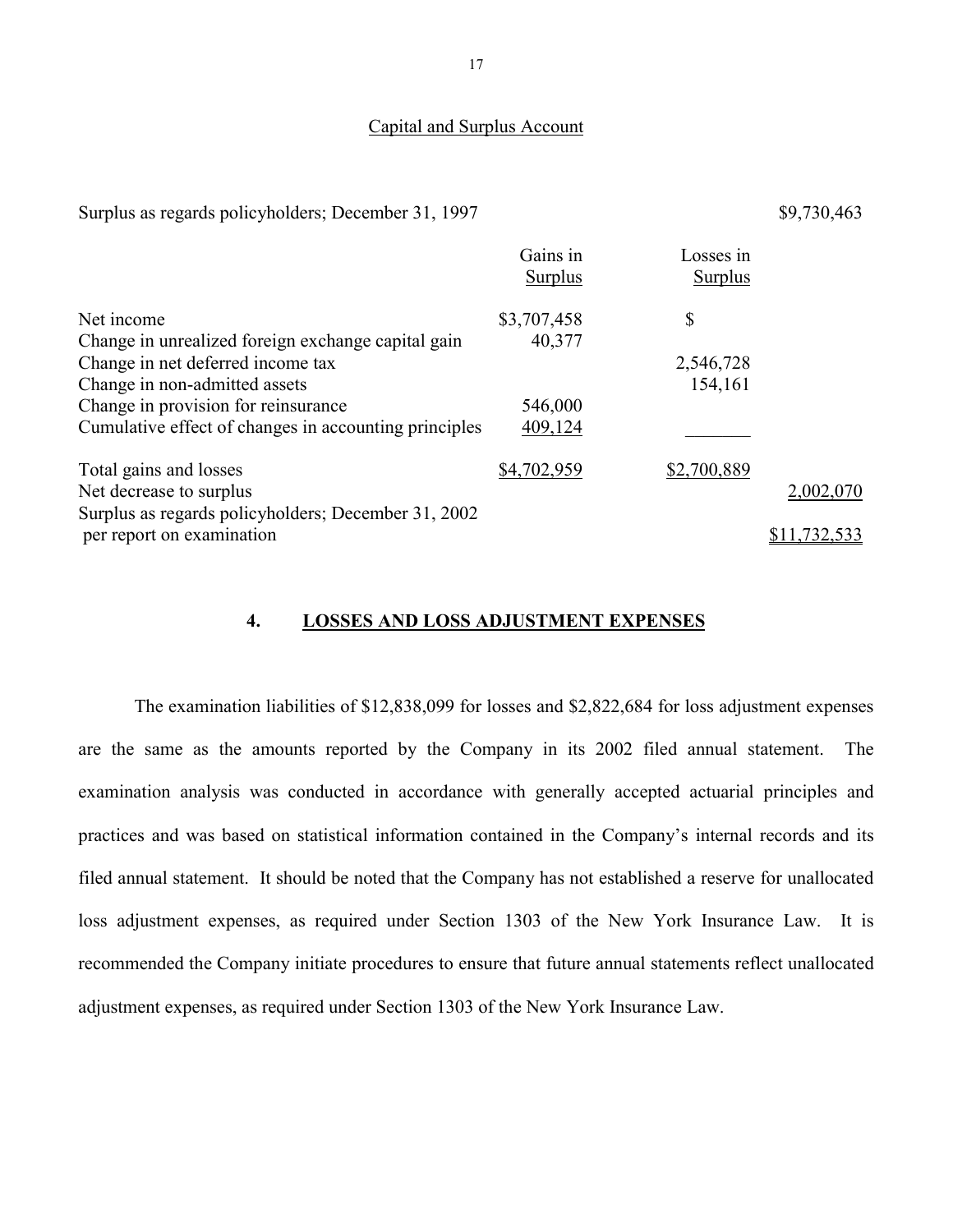## Capital and Surplus Account

| | Gains in Surplus | Losses in Surplus | |
|---|---|---|---|
| Surplus as regards policyholders; December 31, 1997 | | | $9,730,463 |
| Net income | $3,707,458 | $ | |
| Change in unrealized foreign exchange capital gain | 40,377 | | |
| Change in net deferred income tax | | 2,546,728 | |
| Change in non-admitted assets | | 154,161 | |
| Change in provision for reinsurance | 546,000 | | |
| Cumulative effect of changes in accounting principles | 409,124 | _______ | |
| Total gains and losses | $4,702,959 | $2,700,889 | |
| Net decrease to surplus | | | 2,002,070 |
| Surplus as regards policyholders; December 31, 2002 per report on examination | | | $11,732,533 |

## 4. LOSSES AND LOSS ADJUSTMENT EXPENSES

The examination liabilities of $12,838,099 for losses and $2,822,684 for loss adjustment expenses are the same as the amounts reported by the Company in its 2002 filed annual statement. The examination analysis was conducted in accordance with generally accepted actuarial principles and practices and was based on statistical information contained in the Company's internal records and its filed annual statement. It should be noted that the Company has not established a reserve for unallocated loss adjustment expenses, as required under Section 1303 of the New York Insurance Law. It is recommended the Company initiate procedures to ensure that future annual statements reflect unallocated adjustment expenses, as required under Section 1303 of the New York Insurance Law.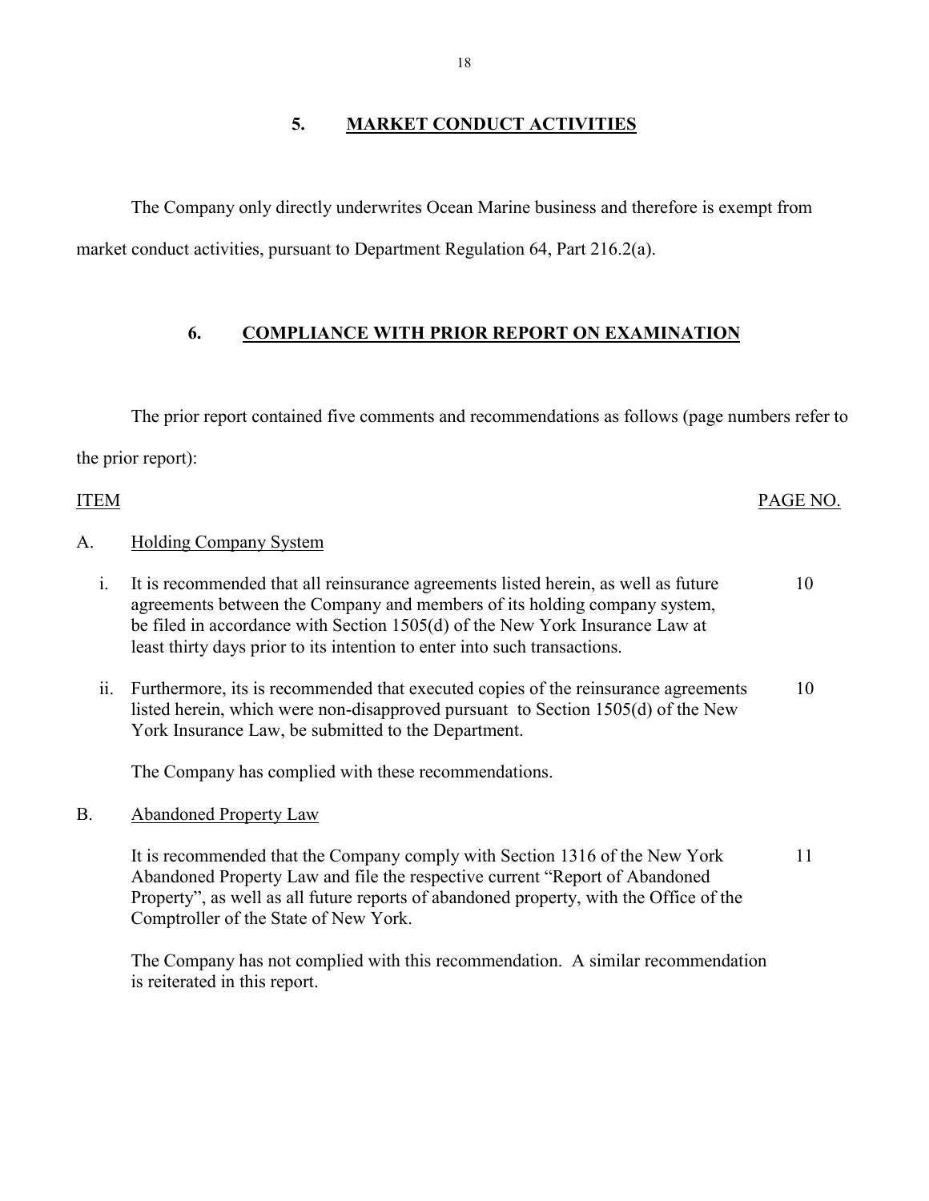## 5. MARKET CONDUCT ACTIVITIES

The Company only directly underwrites Ocean Marine business and therefore is exempt from market conduct activities, pursuant to Department Regulation 64, Part 216.2(a).

## 6. COMPLIANCE WITH PRIOR REPORT ON EXAMINATION

The prior report contained five comments and recommendations as follows (page numbers refer to the prior report):

| ITEM | | PAGE NO. |
|---|---|---|
| A. | Holding Company System | |
| i. | It is recommended that all reinsurance agreements listed herein, as well as future agreements between the Company and members of its holding company system, be filed in accordance with Section 1505(d) of the New York Insurance Law at least thirty days prior to its intention to enter into such transactions. | 10 |
| ii. | Furthermore, its is recommended that executed copies of the reinsurance agreements listed herein, which were non-disapproved pursuant to Section 1505(d) of the New York Insurance Law, be submitted to the Department. | 10 |
| | The Company has complied with these recommendations. | |
| B. | Abandoned Property Law | |
| | It is recommended that the Company comply with Section 1316 of the New York Abandoned Property Law and file the respective current "Report of Abandoned Property", as well as all future reports of abandoned property, with the Office of the Comptroller of the State of New York. | 11 |
| | The Company has not complied with this recommendation. A similar recommendation is reiterated in this report. | |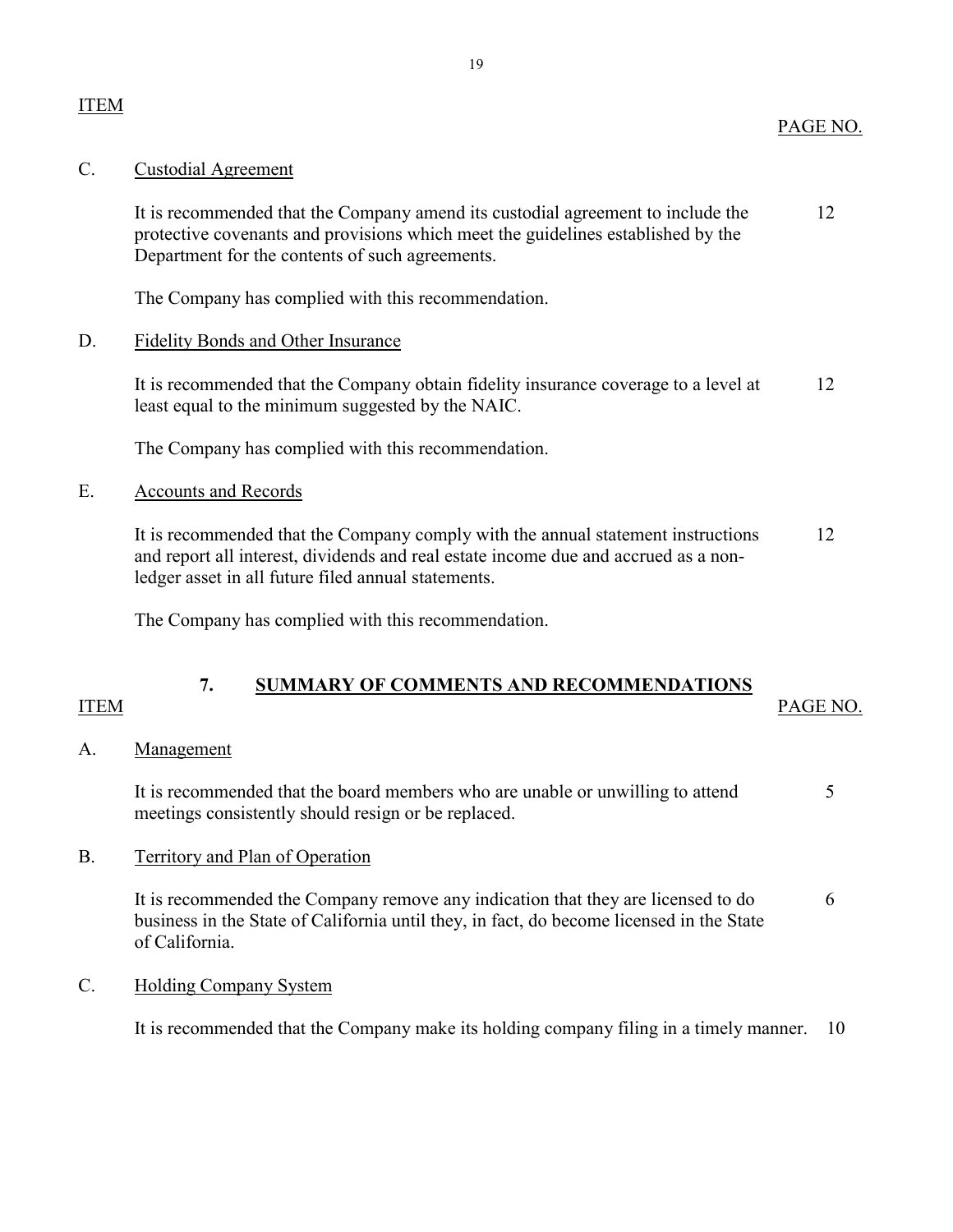ITEM PAGE NO.

C. Custodial Agreement

It is recommended that the Company amend its custodial agreement to include the protective covenants and provisions which meet the guidelines established by the Department for the contents of such agreements. 12

The Company has complied with this recommendation.

D. Fidelity Bonds and Other Insurance

It is recommended that the Company obtain fidelity insurance coverage to a level at least equal to the minimum suggested by the NAIC. 12

The Company has complied with this recommendation.

E. Accounts and Records

It is recommended that the Company comply with the annual statement instructions and report all interest, dividends and real estate income due and accrued as a non-ledger asset in all future filed annual statements. 12

The Company has complied with this recommendation.

## 7. SUMMARY OF COMMENTS AND RECOMMENDATIONS

ITEM PAGE NO.

A. Management

It is recommended that the board members who are unable or unwilling to attend meetings consistently should resign or be replaced. 5

B. Territory and Plan of Operation

It is recommended the Company remove any indication that they are licensed to do business in the State of California until they, in fact, do become licensed in the State of California. 6

C. Holding Company System

It is recommended that the Company make its holding company filing in a timely manner. 10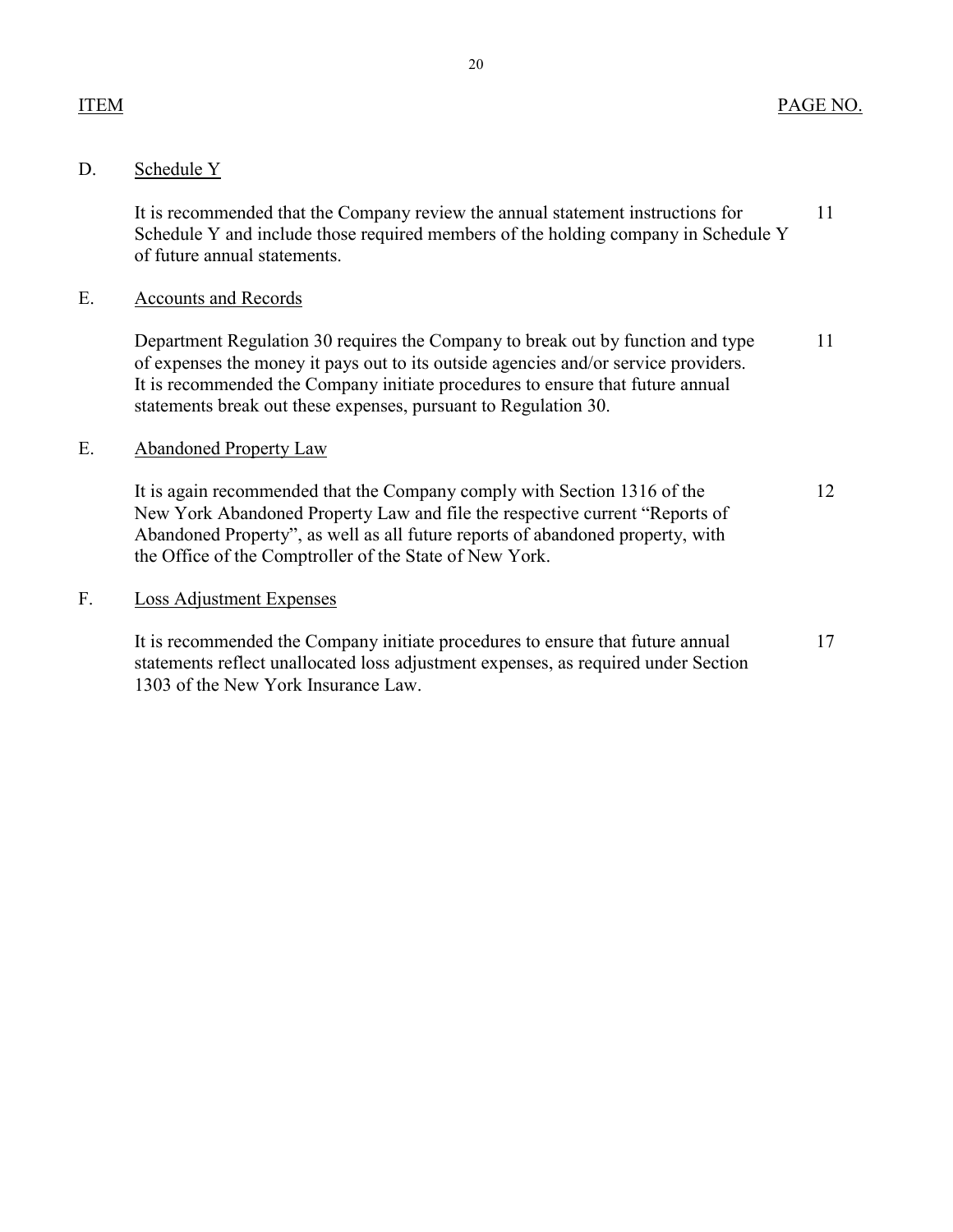| ITEM | | PAGE NO. |
|---|---|---|
| D. | Schedule Y | |
| | It is recommended that the Company review the annual statement instructions for Schedule Y and include those required members of the holding company in Schedule Y of future annual statements. | 11 |
| E. | Accounts and Records | |
| | Department Regulation 30 requires the Company to break out by function and type of expenses the money it pays out to its outside agencies and/or service providers. It is recommended the Company initiate procedures to ensure that future annual statements break out these expenses, pursuant to Regulation 30. | 11 |
| E. | Abandoned Property Law | |
| | It is again recommended that the Company comply with Section 1316 of the New York Abandoned Property Law and file the respective current "Reports of Abandoned Property", as well as all future reports of abandoned property, with the Office of the Comptroller of the State of New York. | 12 |
| F. | Loss Adjustment Expenses | |
| | It is recommended the Company initiate procedures to ensure that future annual statements reflect unallocated loss adjustment expenses, as required under Section 1303 of the New York Insurance Law. | 17 |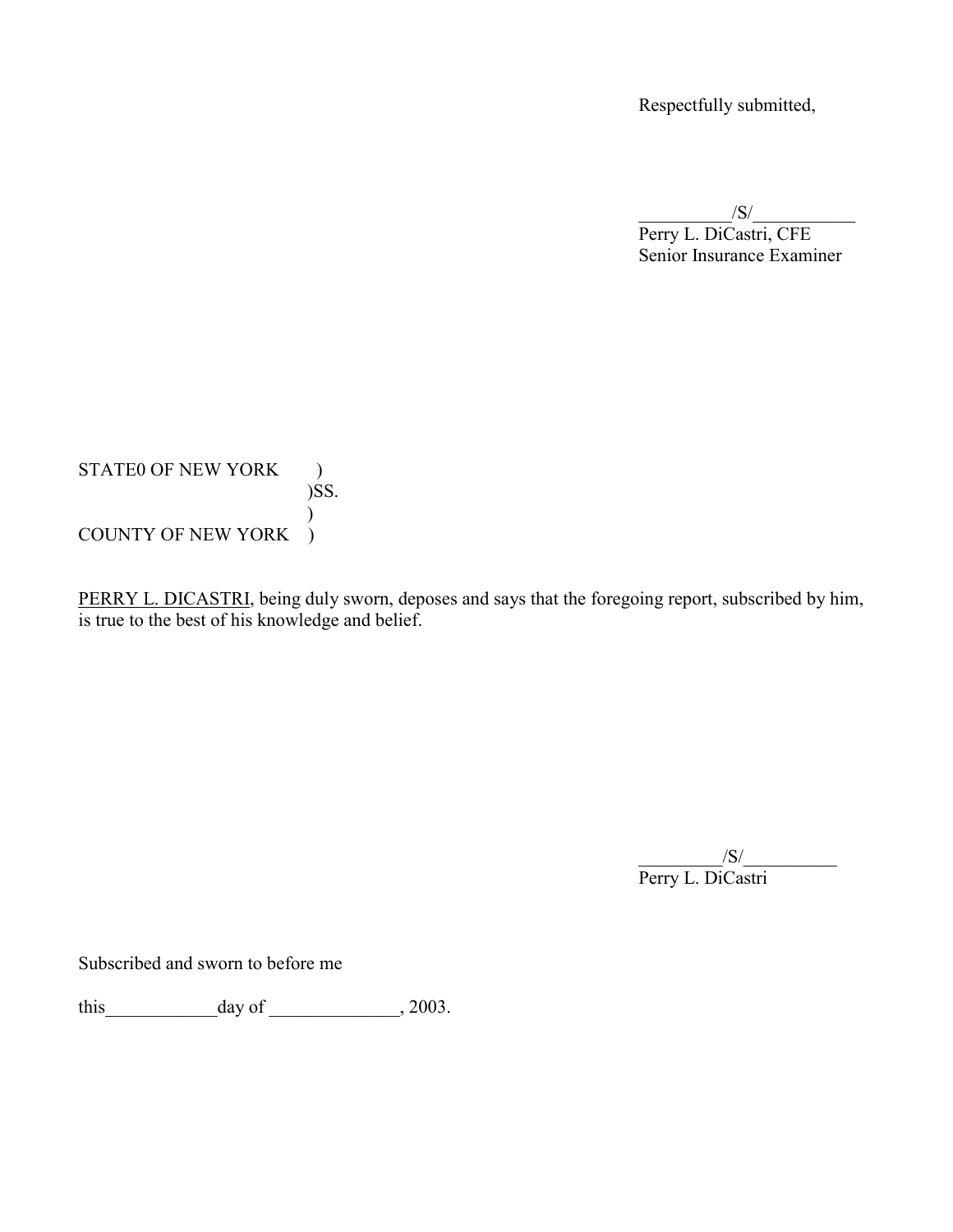Respectfully submitted,

__________/S/___________
Perry L. DiCastri, CFE
Senior Insurance Examiner

STATE0 OF NEW YORK )
)SS.
)
COUNTY OF NEW YORK )

<u>PERRY L. DICASTRI</u>, being duly sworn, deposes and says that the foregoing report, subscribed by him, is true to the best of his knowledge and belief.

_________/S/__________
Perry L. DiCastri

Subscribed and sworn to before me

this____________day of ______________, 2003.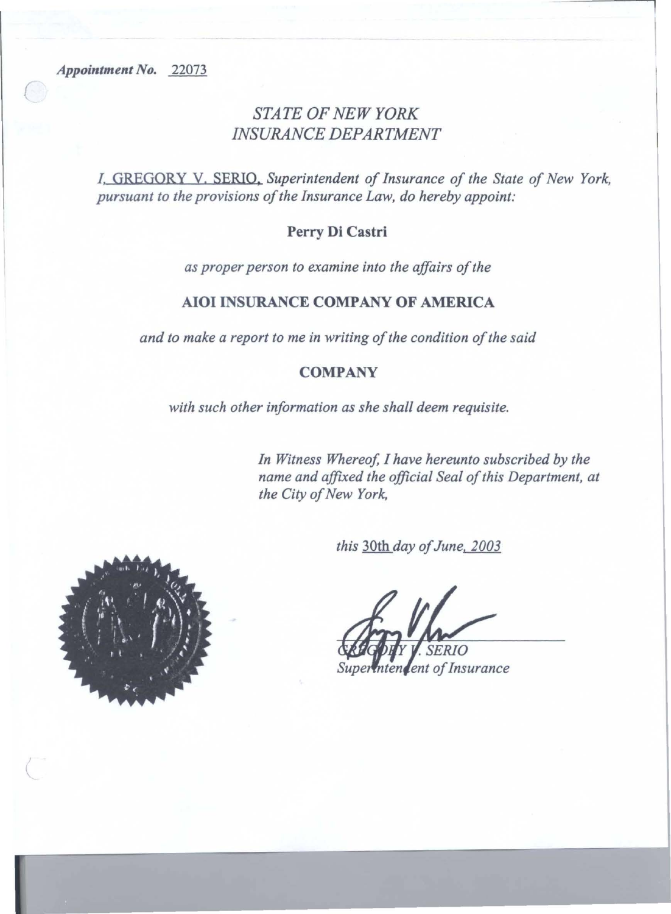*Appointment No.* 22073

## *STATE OF NEW YORK*
## *INSURANCE DEPARTMENT*

*I, GREGORY V. SERIO, Superintendent of Insurance of the State of New York, pursuant to the provisions of the Insurance Law, do hereby appoint:*

**Perry Di Castri**

*as proper person to examine into the affairs of the*

**AIOI INSURANCE COMPANY OF AMERICA**

*and to make a report to me in writing of the condition of the said*

**COMPANY**

*with such other information as she shall deem requisite.*

*In Witness Whereof, I have hereunto subscribed by the name and affixed the official Seal of this Department, at the City of New York,*

*this 30th day of June, 2003*

*GREGORY V. SERIO*
*Superintendent of Insurance*